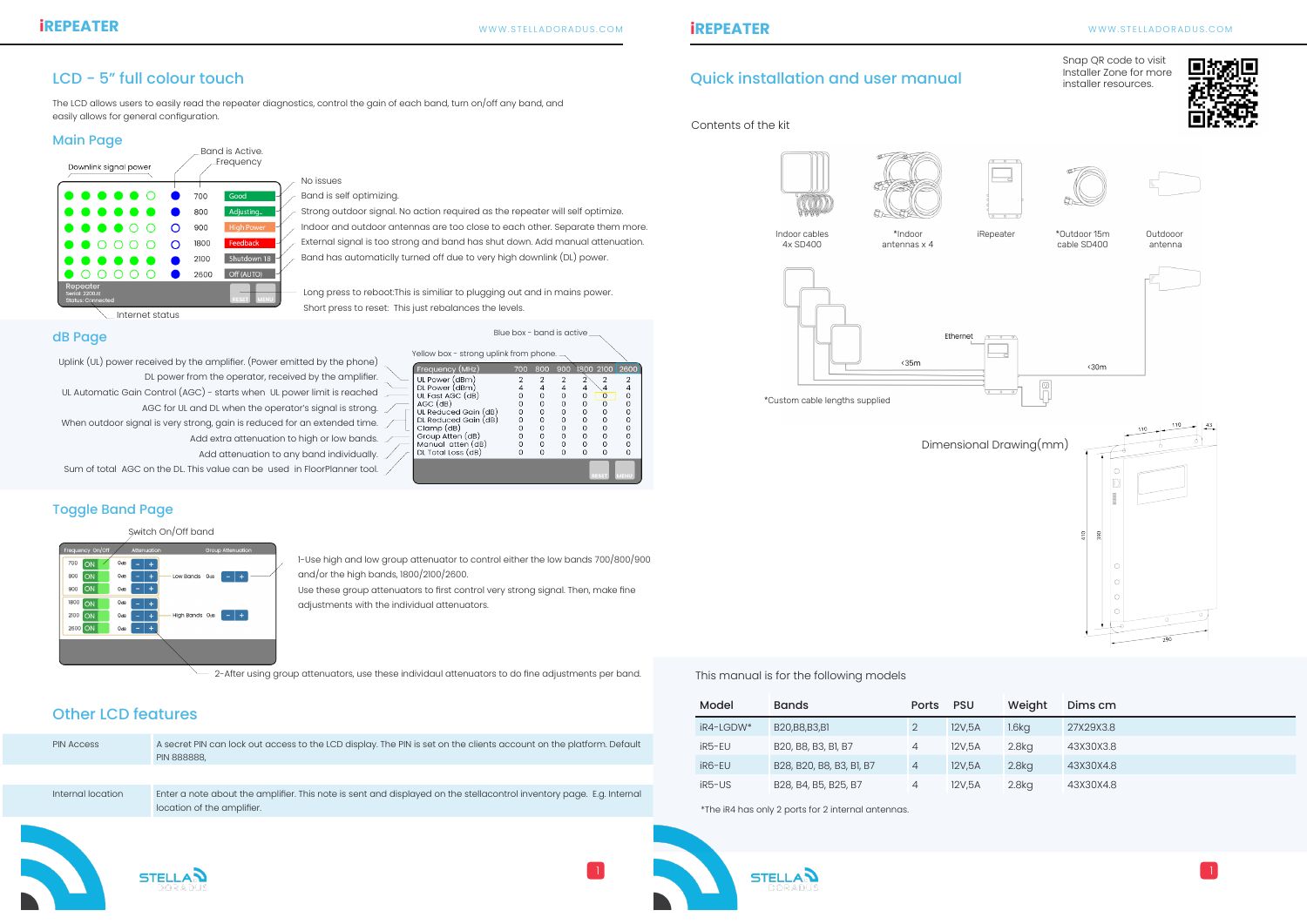# LCD - 5" full colour touch

The LCD allows users to easily read the repeater diagnostics, control the gain of each band, turn on/off any band, and easily allows for general configuration.

## Main Page

Downlink signal power

Band is Active. Frequency

| Frequency | Status | Description |
|---|---|---|
| 700 | Good | No issues |
| 800 | Adjusting.. | Band is self optimizing. |
| 900 | High Power | Strong outdoor signal. No action required as the repeater will self optimize. |
| 1800 | Feedback | Indoor and outdoor antennas are too close to each other. Separate them more. |
| 2100 | Shutdown 18 | External signal is too strong and band has shut down. Add manual attenuation. |
| 2600 | Off (AUTO) | Band has automaticlly turned off due to very high downlink (DL) power. |

Repeater
Serial: 2200...
Status: Connected

Internet status

RESET: Long press to reboot:This is similiar to plugging out and in mains power. Short press to reset: This just rebalances the levels.

## dB Page

Blue box - band is active

Yellow box - strong uplink from phone.

| Frequency (MHz) | 700 | 800 | 900 | 1800 | 2100 | 2600 | Description |
|---|---|---|---|---|---|---|---|
| UL Power (dBm) | 2 | 2 | 2 | 2 | 2 | 2 | Uplink (UL) power received by the amplifier. (Power emitted by the phone) |
| DL Power (dBm) | 4 | 4 | 4 | 4 | 4 | 4 | DL power from the operator, received by the amplifier. |
| UL Fast AGC (dB) | 0 | 0 | 0 | 0 | 0 | 0 | UL Automatic Gain Control (AGC) - starts when UL power limit is reached |
| AGC (dB) | 0 | 0 | 0 | 0 | 0 | 0 | AGC for UL and DL when the operator's signal is strong. |
| UL Reduced Gain (dB) | 0 | 0 | 0 | 0 | 0 | 0 | When outdoor signal is very strong, gain is reduced for an extended time. |
| DL Reduced Gain (dB) | 0 | 0 | 0 | 0 | 0 | 0 | |
| Clamp (dB) | 0 | 0 | 0 | 0 | 0 | 0 | |
| Group Atten (dB) | 0 | 0 | 0 | 0 | 0 | 0 | Add extra attenuation to high or low bands. |
| Manual atten (dB) | 0 | 0 | 0 | 0 | 0 | 0 | Add attenuation to any band individually. |
| DL Total Loss (dB) | 0 | 0 | 0 | 0 | 0 | 0 | Sum of total AGC on the DL. This value can be used in FloorPlanner tool. |

## Toggle Band Page

Switch On/Off band

1-Use high and low group attenuator to control either the low bands 700/800/900 and/or the high bands, 1800/2100/2600.

Use these group attenuators to first control very strong signal. Then, make fine adjustments with the individual attenuators.

2-After using group attenuators, use these individaul attenuators to do fine adjustments per band.

## Other LCD features

| | |
|---|---|
| PIN Access | A secret PIN can lock out access to the LCD display. The PIN is set on the clients account on the platform. Default PIN 888888. |
| Internal location | Enter a note about the amplifier. This note is sent and displayed on the stellacontrol inventory page. E.g. Internal location of the amplifier. |

# Quick installation and user manual

Snap QR code to visit Installer Zone for more installer resources.

Contents of the kit

- Indoor cables 4x SD400
- *Indoor antennas x 4
- iRepeater
- *Outdoor 15m cable SD400
- Outdoor antenna

Ethernet

<35m

<30m

*Custom cable lengths supplied

Dimensional Drawing(mm)

This manual is for the following models

| Model | Bands | Ports | PSU | Weight | Dims cm |
|---|---|---|---|---|---|
| iR4-LGDW* | B20,B8,B3,B1 | 2 | 12V,5A | 1.6kg | 27X29X3.8 |
| iR5-EU | B20, B8, B3, B1, B7 | 4 | 12V,5A | 2.8kg | 43X30X3.8 |
| iR6-EU | B28, B20, B8, B3, B1, B7 | 4 | 12V,5A | 2.8kg | 43X30X4.8 |
| iR5-US | B28, B4, B5, B25, B7 | 4 | 12V,5A | 2.8kg | 43X30X4.8 |

*The iR4 has only 2 ports for 2 internal antennas.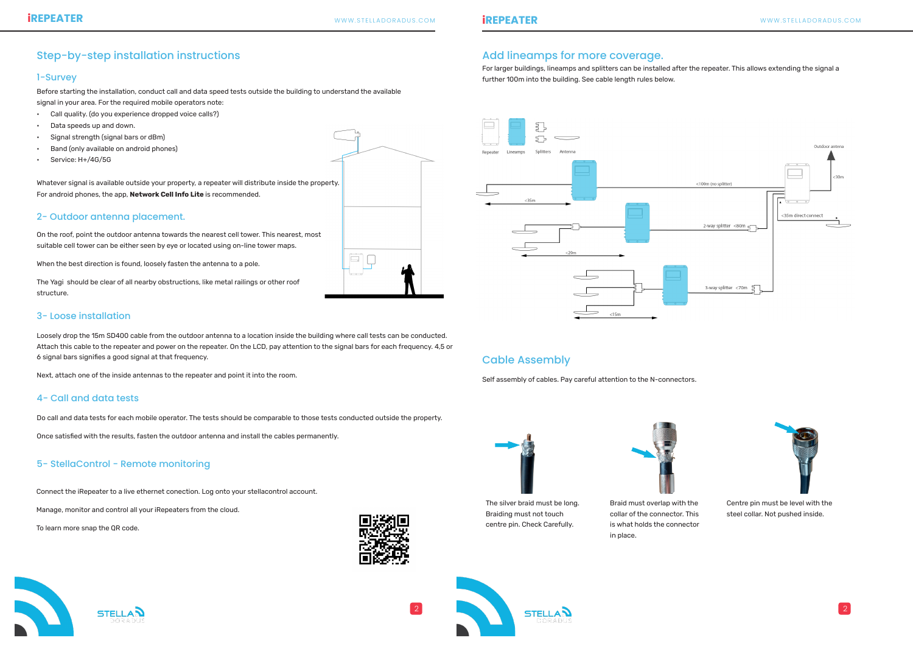## Step-by-step installation instructions

### 1-Survey

Before starting the installation, conduct call and data speed tests outside the building to understand the available signal in your area. For the required mobile operators note:

- Call quality. (do you experience dropped voice calls?)
- Data speeds up and down.
- Signal strength (signal bars or dBm)
- Band (only available on android phones)
- Service: H+/4G/5G

Whatever signal is available outside your property, a repeater will distribute inside the property. For android phones, the app, **Network Cell Info Lite** is recommended.

### 2- Outdoor antenna placement.

On the roof, point the outdoor antenna towards the nearest cell tower. This nearest, most suitable cell tower can be either seen by eye or located using on-line tower maps.

When the best direction is found, loosely fasten the antenna to a pole.

The Yagi should be clear of all nearby obstructions, like metal railings or other roof structure.

### 3- Loose installation

Loosely drop the 15m SD400 cable from the outdoor antenna to a location inside the building where call tests can be conducted. Attach this cable to the repeater and power on the repeater. On the LCD, pay attention to the signal bars for each frequency. 4,5 or 6 signal bars signifies a good signal at that frequency.

Next, attach one of the inside antennas to the repeater and point it into the room.

### 4- Call and data tests

Do call and data tests for each mobile operator. The tests should be comparable to those tests conducted outside the property.

Once satisfied with the results, fasten the outdoor antenna and install the cables permanently.

### 5- StellaControl - Remote monitoring

Connect the iRepeater to a live ethernet conection. Log onto your stellacontrol account.

Manage, monitor and control all your iRepeaters from the cloud.

To learn more snap the QR code.

## Add lineamps for more coverage.

For larger buildings, lineamps and splitters can be installed after the repeater. This allows extending the signal a further 100m into the building. See cable length rules below.

Repeater
Lineamps
Splitters
Antenna
Outdoor antena
<30m
<100m (no splitter)
<35m
<35m direct connect
2-way splitter <80m
<20m
3-way splitter <70m
<15m

## Cable Assembly

Self assembly of cables. Pay careful attention to the N-connectors.

The silver braid must be long. Braiding must not touch centre pin. Check Carefully.

Braid must overlap with the collar of the connector. This is what holds the connector in place.

Centre pin must be level with the steel collar. Not pushed inside.